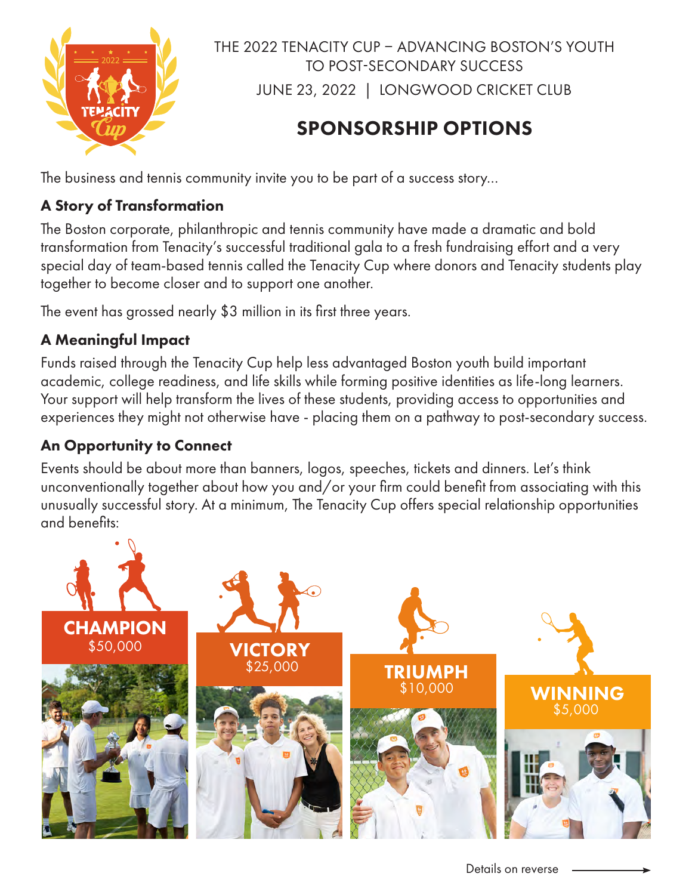THE 2022 TENACITY CUP – ADVANCING BOSTON'S YOUTH TO POST-SECONDARY SUCCESS

JUNE 23, 2022 | LONGWOOD CRICKET CLUB

# SPONSORSHIP OPTIONS

The business and tennis community invite you to be part of a success story...

## A Story of Transformation

The Boston corporate, philanthropic and tennis community have made a dramatic and bold transformation from Tenacity's successful traditional gala to a fresh fundraising effort and a very special day of team-based tennis called the Tenacity Cup where donors and Tenacity students play together to become closer and to support one another.

The event has grossed nearly $3 million in its first three years.

## A Meaningful Impact

Funds raised through the Tenacity Cup help less advantaged Boston youth build important academic, college readiness, and life skills while forming positive identities as life-long learners. Your support will help transform the lives of these students, providing access to opportunities and experiences they might not otherwise have - placing them on a pathway to post-secondary success.

## An Opportunity to Connect

Events should be about more than banners, logos, speeches, tickets and dinners. Let's think unconventionally together about how you and/or your firm could benefit from associating with this unusually successful story. At a minimum, The Tenacity Cup offers special relationship opportunities and benefits:

**CHAMPION**
$50,000

**VICTORY**
$25,000

**TRIUMPH**
$10,000

**WINNING**
$5,000

Details on reverse →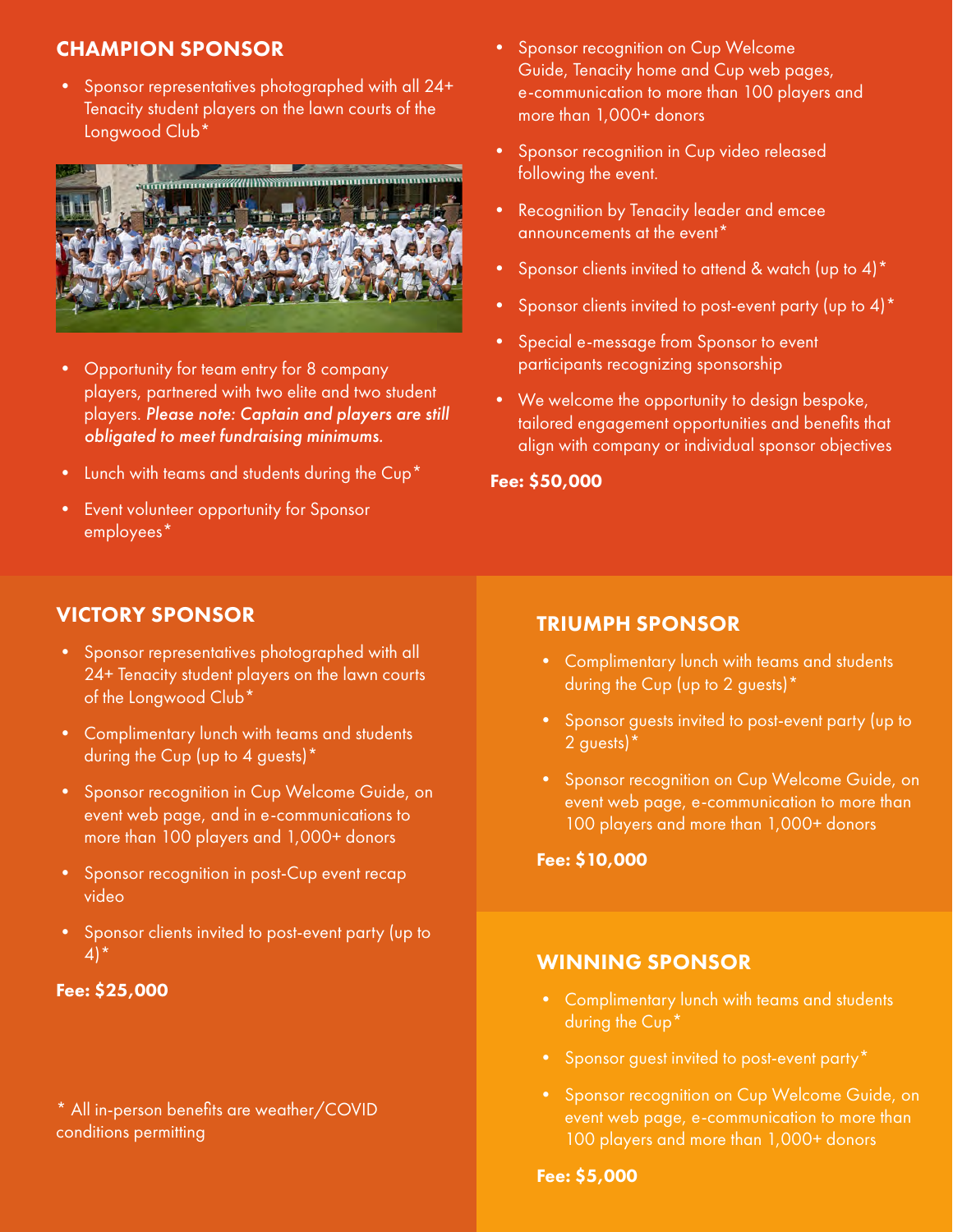## CHAMPION SPONSOR

- Sponsor representatives photographed with all 24+ Tenacity student players on the lawn courts of the Longwood Club*
- Opportunity for team entry for 8 company players, partnered with two elite and two student players. ***Please note: Captain and players are still obligated to meet fundraising minimums.***
- Lunch with teams and students during the Cup*
- Event volunteer opportunity for Sponsor employees*
- Sponsor recognition on Cup Welcome Guide, Tenacity home and Cup web pages, e-communication to more than 100 players and more than 1,000+ donors
- Sponsor recognition in Cup video released following the event.
- Recognition by Tenacity leader and emcee announcements at the event*
- Sponsor clients invited to attend & watch (up to 4)*
- Sponsor clients invited to post-event party (up to 4)*
- Special e-message from Sponsor to event participants recognizing sponsorship
- We welcome the opportunity to design bespoke, tailored engagement opportunities and benefits that align with company or individual sponsor objectives

**Fee: $50,000**

## VICTORY SPONSOR

- Sponsor representatives photographed with all 24+ Tenacity student players on the lawn courts of the Longwood Club*
- Complimentary lunch with teams and students during the Cup (up to 4 guests)*
- Sponsor recognition in Cup Welcome Guide, on event web page, and in e-communications to more than 100 players and 1,000+ donors
- Sponsor recognition in post-Cup event recap video
- Sponsor clients invited to post-event party (up to 4)*

**Fee: $25,000**

* All in-person benefits are weather/COVID conditions permitting

## TRIUMPH SPONSOR

- Complimentary lunch with teams and students during the Cup (up to 2 guests)*
- Sponsor guests invited to post-event party (up to 2 guests)*
- Sponsor recognition on Cup Welcome Guide, on event web page, e-communication to more than 100 players and more than 1,000+ donors

**Fee: $10,000**

## WINNING SPONSOR

- Complimentary lunch with teams and students during the Cup*
- Sponsor guest invited to post-event party*
- Sponsor recognition on Cup Welcome Guide, on event web page, e-communication to more than 100 players and more than 1,000+ donors

**Fee: $5,000**